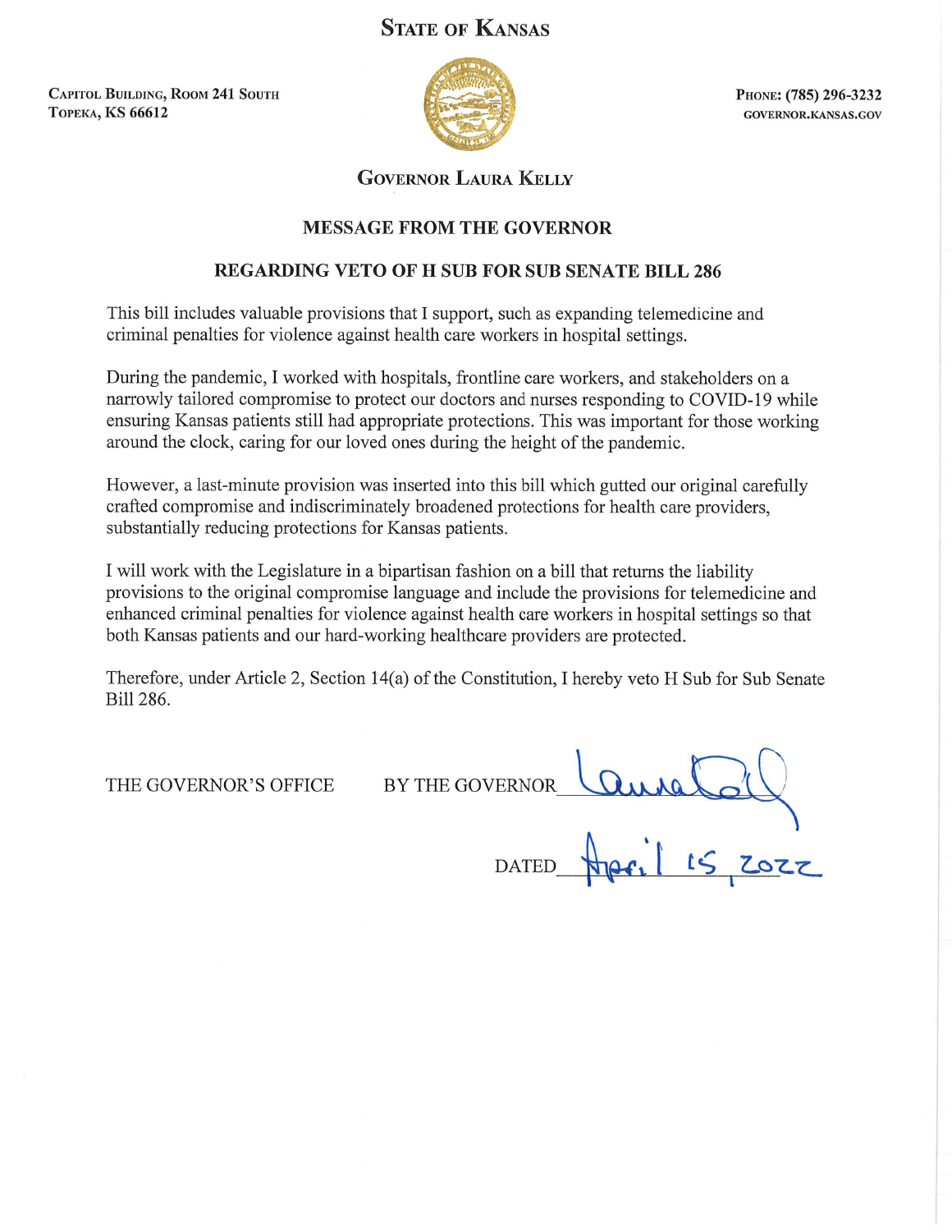# STATE OF KANSAS

CAPITOL BUILDING, ROOM 241 SOUTH
TOPEKA, KS 66612

PHONE: (785) 296-3232
GOVERNOR.KANSAS.GOV

## GOVERNOR LAURA KELLY

### MESSAGE FROM THE GOVERNOR

### REGARDING VETO OF H SUB FOR SUB SENATE BILL 286

This bill includes valuable provisions that I support, such as expanding telemedicine and criminal penalties for violence against health care workers in hospital settings.

During the pandemic, I worked with hospitals, frontline care workers, and stakeholders on a narrowly tailored compromise to protect our doctors and nurses responding to COVID-19 while ensuring Kansas patients still had appropriate protections. This was important for those working around the clock, caring for our loved ones during the height of the pandemic.

However, a last-minute provision was inserted into this bill which gutted our original carefully crafted compromise and indiscriminately broadened protections for health care providers, substantially reducing protections for Kansas patients.

I will work with the Legislature in a bipartisan fashion on a bill that returns the liability provisions to the original compromise language and include the provisions for telemedicine and enhanced criminal penalties for violence against health care workers in hospital settings so that both Kansas patients and our hard-working healthcare providers are protected.

Therefore, under Article 2, Section 14(a) of the Constitution, I hereby veto H Sub for Sub Senate Bill 286.

THE GOVERNOR'S OFFICE BY THE GOVERNOR Laura Kelly

DATED April 15, 2022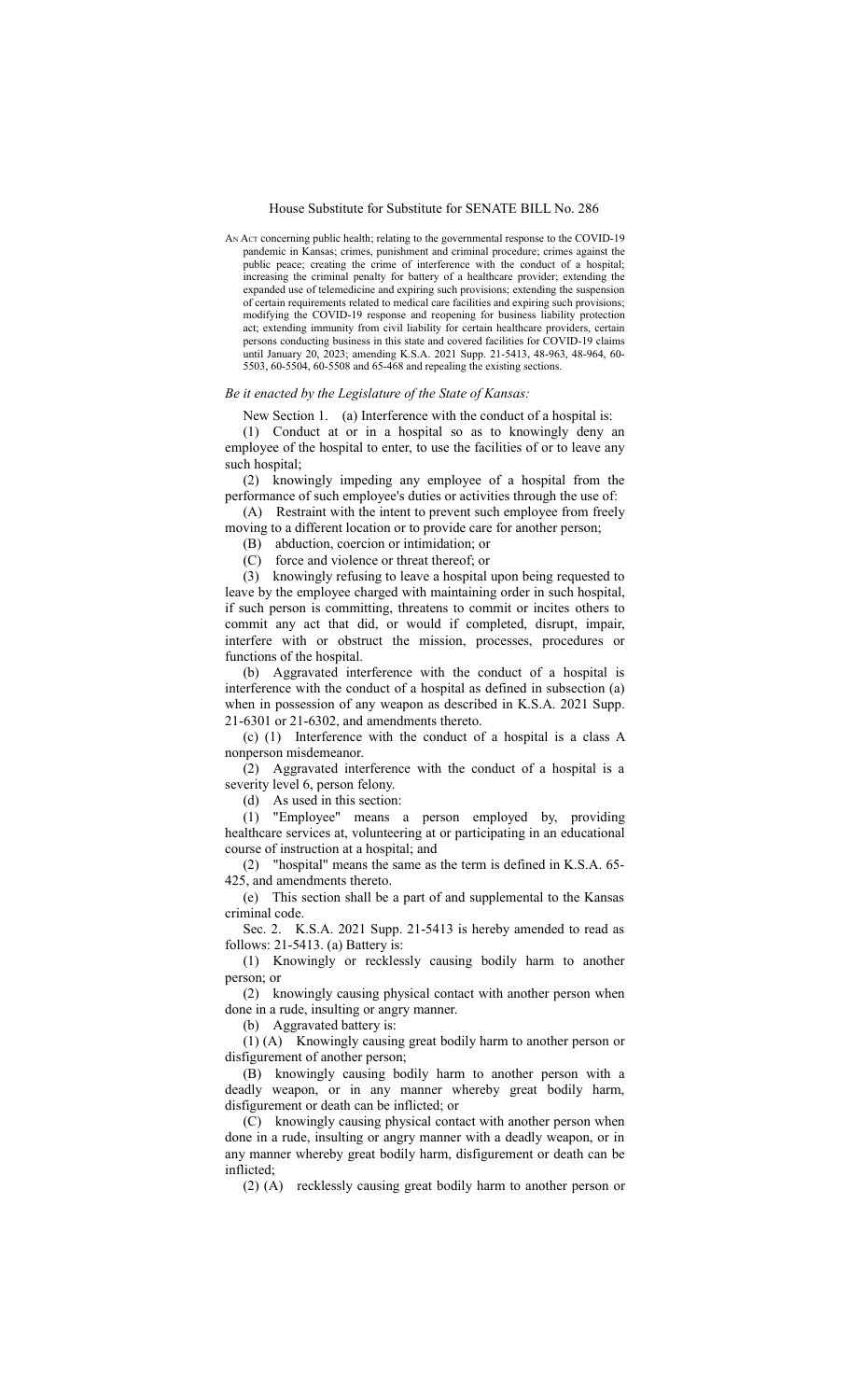House Substitute for Substitute for SENATE BILL No. 286

AN ACT concerning public health; relating to the governmental response to the COVID-19 pandemic in Kansas; crimes, punishment and criminal procedure; crimes against the public peace; creating the crime of interference with the conduct of a hospital; increasing the criminal penalty for battery of a healthcare provider; extending the expanded use of telemedicine and expiring such provisions; extending the suspension of certain requirements related to medical care facilities and expiring such provisions; modifying the COVID-19 response and reopening for business liability protection act; extending immunity from civil liability for certain healthcare providers, certain persons conducting business in this state and covered facilities for COVID-19 claims until January 20, 2023; amending K.S.A. 2021 Supp. 21-5413, 48-963, 48-964, 60-5503, 60-5504, 60-5508 and 65-468 and repealing the existing sections.

*Be it enacted by the Legislature of the State of Kansas:*

New Section 1. (a) Interference with the conduct of a hospital is:

(1) Conduct at or in a hospital so as to knowingly deny an employee of the hospital to enter, to use the facilities of or to leave any such hospital;

(2) knowingly impeding any employee of a hospital from the performance of such employee's duties or activities through the use of:

(A) Restraint with the intent to prevent such employee from freely moving to a different location or to provide care for another person;

(B) abduction, coercion or intimidation; or

(C) force and violence or threat thereof; or

(3) knowingly refusing to leave a hospital upon being requested to leave by the employee charged with maintaining order in such hospital, if such person is committing, threatens to commit or incites others to commit any act that did, or would if completed, disrupt, impair, interfere with or obstruct the mission, processes, procedures or functions of the hospital.

(b) Aggravated interference with the conduct of a hospital is interference with the conduct of a hospital as defined in subsection (a) when in possession of any weapon as described in K.S.A. 2021 Supp. 21-6301 or 21-6302, and amendments thereto.

(c) (1) Interference with the conduct of a hospital is a class A nonperson misdemeanor.

(2) Aggravated interference with the conduct of a hospital is a severity level 6, person felony.

(d) As used in this section:

(1) "Employee" means a person employed by, providing healthcare services at, volunteering at or participating in an educational course of instruction at a hospital; and

(2) "hospital" means the same as the term is defined in K.S.A. 65-425, and amendments thereto.

(e) This section shall be a part of and supplemental to the Kansas criminal code.

Sec. 2. K.S.A. 2021 Supp. 21-5413 is hereby amended to read as follows: 21-5413. (a) Battery is:

(1) Knowingly or recklessly causing bodily harm to another person; or

(2) knowingly causing physical contact with another person when done in a rude, insulting or angry manner.

(b) Aggravated battery is:

(1) (A) Knowingly causing great bodily harm to another person or disfigurement of another person;

(B) knowingly causing bodily harm to another person with a deadly weapon, or in any manner whereby great bodily harm, disfigurement or death can be inflicted; or

(C) knowingly causing physical contact with another person when done in a rude, insulting or angry manner with a deadly weapon, or in any manner whereby great bodily harm, disfigurement or death can be inflicted;

(2) (A) recklessly causing great bodily harm to another person or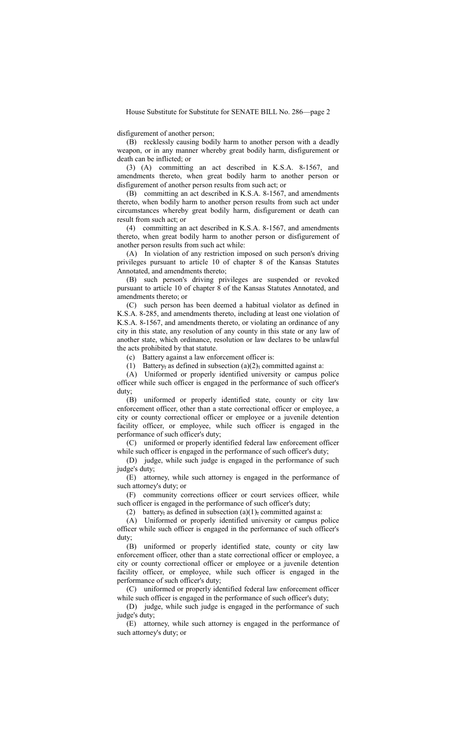disfigurement of another person;

(B) recklessly causing bodily harm to another person with a deadly weapon, or in any manner whereby great bodily harm, disfigurement or death can be inflicted; or

(3) (A) committing an act described in K.S.A. 8-1567, and amendments thereto, when great bodily harm to another person or disfigurement of another person results from such act; or

(B) committing an act described in K.S.A. 8-1567, and amendments thereto, when bodily harm to another person results from such act under circumstances whereby great bodily harm, disfigurement or death can result from such act; or

(4) committing an act described in K.S.A. 8-1567, and amendments thereto, when great bodily harm to another person or disfigurement of another person results from such act while:

(A) In violation of any restriction imposed on such person's driving privileges pursuant to article 10 of chapter 8 of the Kansas Statutes Annotated, and amendments thereto;

(B) such person's driving privileges are suspended or revoked pursuant to article 10 of chapter 8 of the Kansas Statutes Annotated, and amendments thereto; or

(C) such person has been deemed a habitual violator as defined in K.S.A. 8-285, and amendments thereto, including at least one violation of K.S.A. 8-1567, and amendments thereto, or violating an ordinance of any city in this state, any resolution of any county in this state or any law of another state, which ordinance, resolution or law declares to be unlawful the acts prohibited by that statute.

(c) Battery against a law enforcement officer is:

(1) Battery, as defined in subsection (a)(2), committed against a:

(A) Uniformed or properly identified university or campus police officer while such officer is engaged in the performance of such officer's duty;

(B) uniformed or properly identified state, county or city law enforcement officer, other than a state correctional officer or employee, a city or county correctional officer or employee or a juvenile detention facility officer, or employee, while such officer is engaged in the performance of such officer's duty;

(C) uniformed or properly identified federal law enforcement officer while such officer is engaged in the performance of such officer's duty;

(D) judge, while such judge is engaged in the performance of such judge's duty;

(E) attorney, while such attorney is engaged in the performance of such attorney's duty; or

(F) community corrections officer or court services officer, while such officer is engaged in the performance of such officer's duty;

(2) battery, as defined in subsection (a)(1), committed against a:

(A) Uniformed or properly identified university or campus police officer while such officer is engaged in the performance of such officer's duty;

(B) uniformed or properly identified state, county or city law enforcement officer, other than a state correctional officer or employee, a city or county correctional officer or employee or a juvenile detention facility officer, or employee, while such officer is engaged in the performance of such officer's duty;

(C) uniformed or properly identified federal law enforcement officer while such officer is engaged in the performance of such officer's duty;

(D) judge, while such judge is engaged in the performance of such judge's duty;

(E) attorney, while such attorney is engaged in the performance of such attorney's duty; or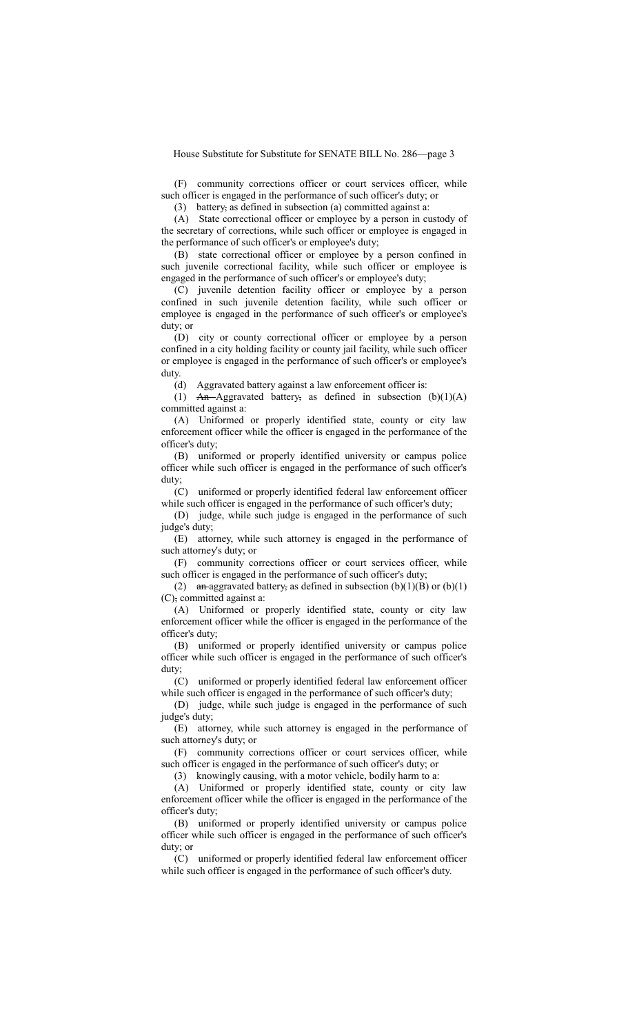(F) community corrections officer or court services officer, while such officer is engaged in the performance of such officer's duty; or

(3) battery, as defined in subsection (a) committed against a:

(A) State correctional officer or employee by a person in custody of the secretary of corrections, while such officer or employee is engaged in the performance of such officer's or employee's duty;

(B) state correctional officer or employee by a person confined in such juvenile correctional facility, while such officer or employee is engaged in the performance of such officer's or employee's duty;

(C) juvenile detention facility officer or employee by a person confined in such juvenile detention facility, while such officer or employee is engaged in the performance of such officer's or employee's duty; or

(D) city or county correctional officer or employee by a person confined in a city holding facility or county jail facility, while such officer or employee is engaged in the performance of such officer's or employee's duty.

(d) Aggravated battery against a law enforcement officer is:

(1) ~~An~~ Aggravated battery, as defined in subsection (b)(1)(A) committed against a:

(A) Uniformed or properly identified state, county or city law enforcement officer while the officer is engaged in the performance of the officer's duty;

(B) uniformed or properly identified university or campus police officer while such officer is engaged in the performance of such officer's duty;

(C) uniformed or properly identified federal law enforcement officer while such officer is engaged in the performance of such officer's duty;

(D) judge, while such judge is engaged in the performance of such judge's duty;

(E) attorney, while such attorney is engaged in the performance of such attorney's duty; or

(F) community corrections officer or court services officer, while such officer is engaged in the performance of such officer's duty;

(2) ~~an~~ aggravated battery, as defined in subsection (b)(1)(B) or (b)(1)(C), committed against a:

(A) Uniformed or properly identified state, county or city law enforcement officer while the officer is engaged in the performance of the officer's duty;

(B) uniformed or properly identified university or campus police officer while such officer is engaged in the performance of such officer's duty;

(C) uniformed or properly identified federal law enforcement officer while such officer is engaged in the performance of such officer's duty;

(D) judge, while such judge is engaged in the performance of such judge's duty;

(E) attorney, while such attorney is engaged in the performance of such attorney's duty; or

(F) community corrections officer or court services officer, while such officer is engaged in the performance of such officer's duty; or

(3) knowingly causing, with a motor vehicle, bodily harm to a:

(A) Uniformed or properly identified state, county or city law enforcement officer while the officer is engaged in the performance of the officer's duty;

(B) uniformed or properly identified university or campus police officer while such officer is engaged in the performance of such officer's duty; or

(C) uniformed or properly identified federal law enforcement officer while such officer is engaged in the performance of such officer's duty.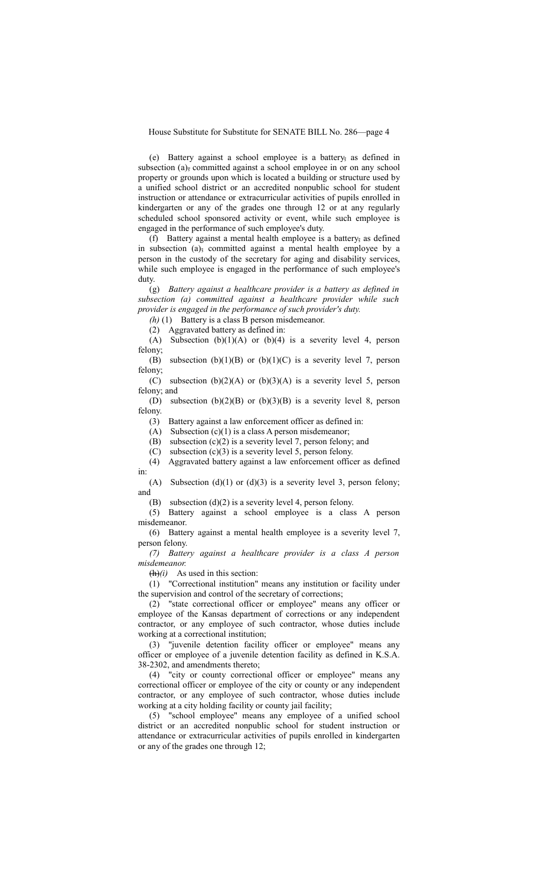(e) Battery against a school employee is a battery~~,~~ as defined in subsection (a)~~,~~ committed against a school employee in or on any school property or grounds upon which is located a building or structure used by a unified school district or an accredited nonpublic school for student instruction or attendance or extracurricular activities of pupils enrolled in kindergarten or any of the grades one through 12 or at any regularly scheduled school sponsored activity or event, while such employee is engaged in the performance of such employee's duty.

(f) Battery against a mental health employee is a battery~~,~~ as defined in subsection (a)~~,~~ committed against a mental health employee by a person in the custody of the secretary for aging and disability services, while such employee is engaged in the performance of such employee's duty.

(g) *Battery against a healthcare provider is a battery as defined in subsection (a) committed against a healthcare provider while such provider is engaged in the performance of such provider's duty.*

*(h)* (1) Battery is a class B person misdemeanor.

(2) Aggravated battery as defined in:

(A) Subsection (b)(1)(A) or (b)(4) is a severity level 4, person felony;

(B) subsection (b)(1)(B) or (b)(1)(C) is a severity level 7, person felony;

(C) subsection (b)(2)(A) or (b)(3)(A) is a severity level 5, person felony; and

(D) subsection (b)(2)(B) or (b)(3)(B) is a severity level 8, person felony.

(3) Battery against a law enforcement officer as defined in:

(A) Subsection (c)(1) is a class A person misdemeanor;

(B) subsection (c)(2) is a severity level 7, person felony; and

(C) subsection (c)(3) is a severity level 5, person felony.

(4) Aggravated battery against a law enforcement officer as defined in:

(A) Subsection (d)(1) or (d)(3) is a severity level 3, person felony; and

(B) subsection (d)(2) is a severity level 4, person felony.

(5) Battery against a school employee is a class A person misdemeanor.

(6) Battery against a mental health employee is a severity level 7, person felony.

*(7) Battery against a healthcare provider is a class A person misdemeanor.*

~~(h)~~*(i)* As used in this section:

(1) "Correctional institution" means any institution or facility under the supervision and control of the secretary of corrections;

(2) "state correctional officer or employee" means any officer or employee of the Kansas department of corrections or any independent contractor, or any employee of such contractor, whose duties include working at a correctional institution;

(3) "juvenile detention facility officer or employee" means any officer or employee of a juvenile detention facility as defined in K.S.A. 38-2302, and amendments thereto;

(4) "city or county correctional officer or employee" means any correctional officer or employee of the city or county or any independent contractor, or any employee of such contractor, whose duties include working at a city holding facility or county jail facility;

(5) "school employee" means any employee of a unified school district or an accredited nonpublic school for student instruction or attendance or extracurricular activities of pupils enrolled in kindergarten or any of the grades one through 12;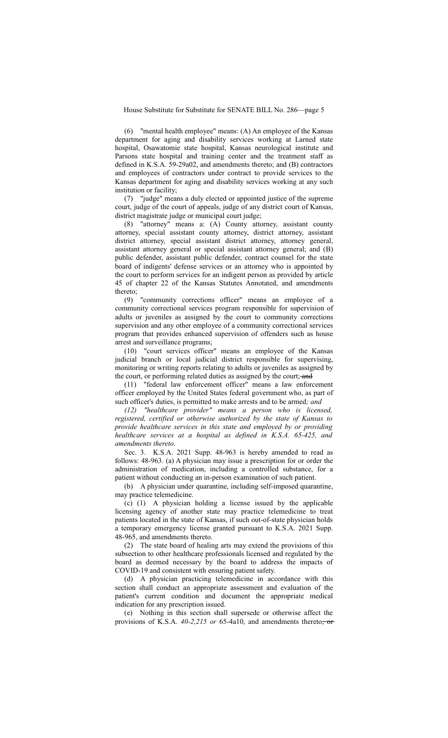(6) "mental health employee" means: (A) An employee of the Kansas department for aging and disability services working at Larned state hospital, Osawatomie state hospital, Kansas neurological institute and Parsons state hospital and training center and the treatment staff as defined in K.S.A. 59-29a02, and amendments thereto; and (B) contractors and employees of contractors under contract to provide services to the Kansas department for aging and disability services working at any such institution or facility;

(7) "judge" means a duly elected or appointed justice of the supreme court, judge of the court of appeals, judge of any district court of Kansas, district magistrate judge or municipal court judge;

(8) "attorney" means a: (A) County attorney, assistant county attorney, special assistant county attorney, district attorney, assistant district attorney, special assistant district attorney, attorney general, assistant attorney general or special assistant attorney general; and (B) public defender, assistant public defender, contract counsel for the state board of indigents' defense services or an attorney who is appointed by the court to perform services for an indigent person as provided by article 45 of chapter 22 of the Kansas Statutes Annotated, and amendments thereto;

(9) "community corrections officer" means an employee of a community correctional services program responsible for supervision of adults or juveniles as assigned by the court to community corrections supervision and any other employee of a community correctional services program that provides enhanced supervision of offenders such as house arrest and surveillance programs;

(10) "court services officer" means an employee of the Kansas judicial branch or local judicial district responsible for supervising, monitoring or writing reports relating to adults or juveniles as assigned by the court, or performing related duties as assigned by the court; ~~and~~

(11) "federal law enforcement officer" means a law enforcement officer employed by the United States federal government who, as part of such officer's duties, is permitted to make arrests and to be armed*; and*

*(12) "healthcare provider" means a person who is licensed, registered, certified or otherwise authorized by the state of Kansas to provide healthcare services in this state and employed by or providing healthcare services at a hospital as defined in K.S.A. 65-425, and amendments thereto*.

Sec. 3. K.S.A. 2021 Supp. 48-963 is hereby amended to read as follows: 48-963. (a) A physician may issue a prescription for or order the administration of medication, including a controlled substance, for a patient without conducting an in-person examination of such patient.

(b) A physician under quarantine, including self-imposed quarantine, may practice telemedicine.

(c) (1) A physician holding a license issued by the applicable licensing agency of another state may practice telemedicine to treat patients located in the state of Kansas, if such out-of-state physician holds a temporary emergency license granted pursuant to K.S.A. 2021 Supp. 48-965, and amendments thereto.

(2) The state board of healing arts may extend the provisions of this subsection to other healthcare professionals licensed and regulated by the board as deemed necessary by the board to address the impacts of COVID-19 and consistent with ensuring patient safety.

(d) A physician practicing telemedicine in accordance with this section shall conduct an appropriate assessment and evaluation of the patient's current condition and document the appropriate medical indication for any prescription issued.

(e) Nothing in this section shall supersede or otherwise affect the provisions of K.S.A. *40-2,215 or* 65-4a10, and amendments thereto~~, or~~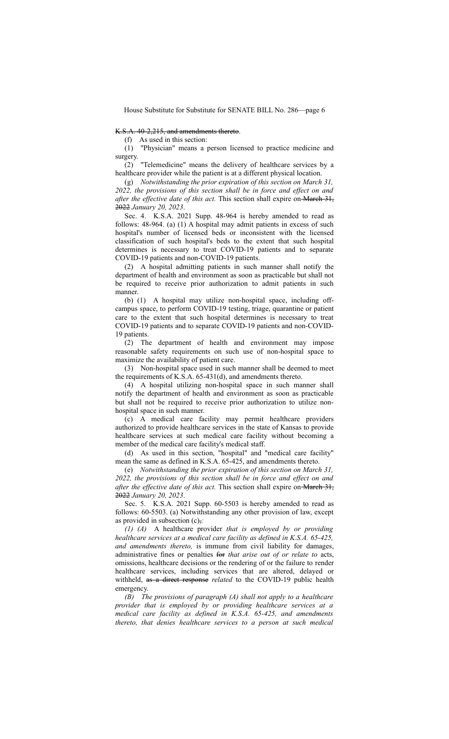K.S.A. 40-2,215, and amendments thereto.

(f) As used in this section:

(1) "Physician" means a person licensed to practice medicine and surgery.

(2) "Telemedicine" means the delivery of healthcare services by a healthcare provider while the patient is at a different physical location.

(g) *Notwithstanding the prior expiration of this section on March 31, 2022, the provisions of this section shall be in force and effect on and after the effective date of this act.* This section shall expire on ~~March 31, 2022~~ *January 20, 2023*.

Sec. 4. K.S.A. 2021 Supp. 48-964 is hereby amended to read as follows: 48-964. (a) (1) A hospital may admit patients in excess of such hospital's number of licensed beds or inconsistent with the licensed classification of such hospital's beds to the extent that such hospital determines is necessary to treat COVID-19 patients and to separate COVID-19 patients and non-COVID-19 patients.

(2) A hospital admitting patients in such manner shall notify the department of health and environment as soon as practicable but shall not be required to receive prior authorization to admit patients in such manner.

(b) (1) A hospital may utilize non-hospital space, including off-campus space, to perform COVID-19 testing, triage, quarantine or patient care to the extent that such hospital determines is necessary to treat COVID-19 patients and to separate COVID-19 patients and non-COVID-19 patients.

(2) The department of health and environment may impose reasonable safety requirements on such use of non-hospital space to maximize the availability of patient care.

(3) Non-hospital space used in such manner shall be deemed to meet the requirements of K.S.A. 65-431(d), and amendments thereto.

(4) A hospital utilizing non-hospital space in such manner shall notify the department of health and environment as soon as practicable but shall not be required to receive prior authorization to utilize non-hospital space in such manner.

(c) A medical care facility may permit healthcare providers authorized to provide healthcare services in the state of Kansas to provide healthcare services at such medical care facility without becoming a member of the medical care facility's medical staff.

(d) As used in this section, "hospital" and "medical care facility" mean the same as defined in K.S.A. 65-425, and amendments thereto.

(e) *Notwithstanding the prior expiration of this section on March 31, 2022, the provisions of this section shall be in force and effect on and after the effective date of this act.* This section shall expire on ~~March 31, 2022~~ *January 20, 2023*.

Sec. 5. K.S.A. 2021 Supp. 60-5503 is hereby amended to read as follows: 60-5503. (a) Notwithstanding any other provision of law, except as provided in subsection (c)~~,~~*:*

*(1) (A)* A healthcare provider *that is employed by or providing healthcare services at a medical care facility as defined in K.S.A. 65-425, and amendments thereto,* is immune from civil liability for damages, administrative fines or penalties ~~for~~ *that arise out of or relate to* acts, omissions, healthcare decisions or the rendering of or the failure to render healthcare services, including services that are altered, delayed or withheld, ~~as a direct response~~ *related* to the COVID-19 public health emergency.

*(B) The provisions of paragraph (A) shall not apply to a healthcare provider that is employed by or providing healthcare services at a medical care facility as defined in K.S.A. 65-425, and amendments thereto, that denies healthcare services to a person at such medical*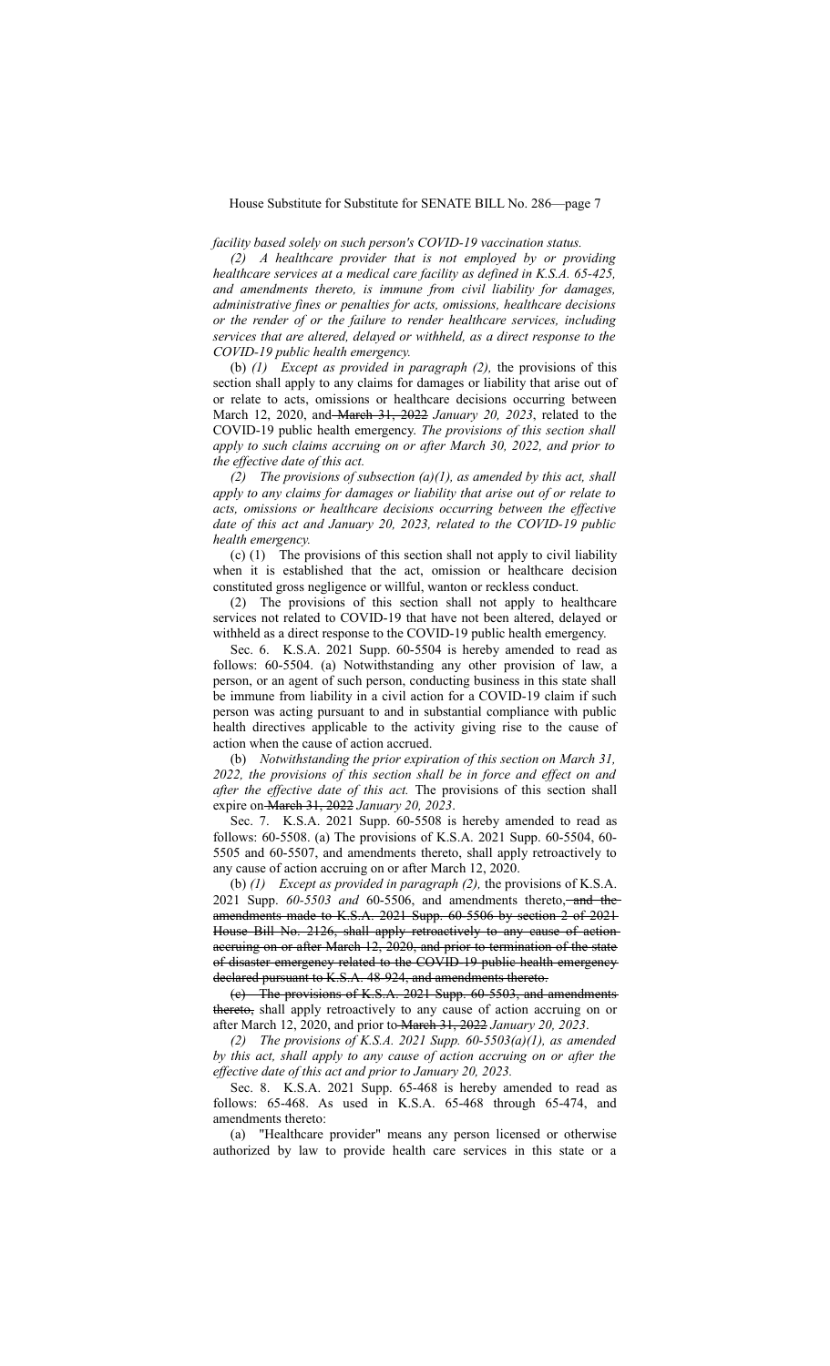*facility based solely on such person's COVID-19 vaccination status.*

*(2) A healthcare provider that is not employed by or providing healthcare services at a medical care facility as defined in K.S.A. 65-425, and amendments thereto, is immune from civil liability for damages, administrative fines or penalties for acts, omissions, healthcare decisions or the render of or the failure to render healthcare services, including services that are altered, delayed or withheld, as a direct response to the COVID-19 public health emergency.*

(b) *(1) Except as provided in paragraph (2),* the provisions of this section shall apply to any claims for damages or liability that arise out of or relate to acts, omissions or healthcare decisions occurring between March 12, 2020, and ~~March 31, 2022~~ *January 20, 2023*, related to the COVID-19 public health emergency. *The provisions of this section shall apply to such claims accruing on or after March 30, 2022, and prior to the effective date of this act.*

*(2) The provisions of subsection (a)(1), as amended by this act, shall apply to any claims for damages or liability that arise out of or relate to acts, omissions or healthcare decisions occurring between the effective date of this act and January 20, 2023, related to the COVID-19 public health emergency.*

(c) (1) The provisions of this section shall not apply to civil liability when it is established that the act, omission or healthcare decision constituted gross negligence or willful, wanton or reckless conduct.

(2) The provisions of this section shall not apply to healthcare services not related to COVID-19 that have not been altered, delayed or withheld as a direct response to the COVID-19 public health emergency.

Sec. 6. K.S.A. 2021 Supp. 60-5504 is hereby amended to read as follows: 60-5504. (a) Notwithstanding any other provision of law, a person, or an agent of such person, conducting business in this state shall be immune from liability in a civil action for a COVID-19 claim if such person was acting pursuant to and in substantial compliance with public health directives applicable to the activity giving rise to the cause of action when the cause of action accrued.

(b) *Notwithstanding the prior expiration of this section on March 31, 2022, the provisions of this section shall be in force and effect on and after the effective date of this act.* The provisions of this section shall expire on ~~March 31, 2022~~ *January 20, 2023*.

Sec. 7. K.S.A. 2021 Supp. 60-5508 is hereby amended to read as follows: 60-5508. (a) The provisions of K.S.A. 2021 Supp. 60-5504, 60-5505 and 60-5507, and amendments thereto, shall apply retroactively to any cause of action accruing on or after March 12, 2020.

(b) *(1) Except as provided in paragraph (2),* the provisions of K.S.A. 2021 Supp. *60-5503 and* 60-5506, and amendments thereto, ~~and the amendments made to K.S.A. 2021 Supp. 60-5506 by section 2 of 2021 House Bill No. 2126, shall apply retroactively to any cause of action accruing on or after March 12, 2020, and prior to termination of the state of disaster emergency related to the COVID-19 public health emergency declared pursuant to K.S.A. 48-924, and amendments thereto.~~

~~(c) The provisions of K.S.A. 2021 Supp. 60-5503, and amendments thereto,~~ shall apply retroactively to any cause of action accruing on or after March 12, 2020, and prior to ~~March 31, 2022~~ *January 20, 2023*.

*(2) The provisions of K.S.A. 2021 Supp. 60-5503(a)(1), as amended by this act, shall apply to any cause of action accruing on or after the effective date of this act and prior to January 20, 2023.*

Sec. 8. K.S.A. 2021 Supp. 65-468 is hereby amended to read as follows: 65-468. As used in K.S.A. 65-468 through 65-474, and amendments thereto:

(a) "Healthcare provider" means any person licensed or otherwise authorized by law to provide health care services in this state or a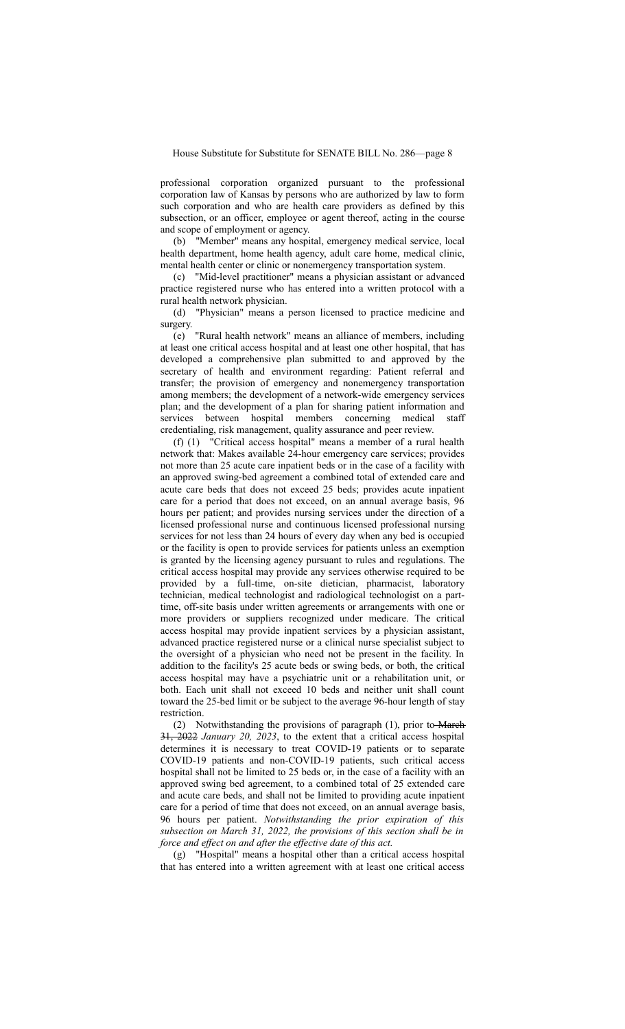professional corporation organized pursuant to the professional corporation law of Kansas by persons who are authorized by law to form such corporation and who are health care providers as defined by this subsection, or an officer, employee or agent thereof, acting in the course and scope of employment or agency.

(b) "Member" means any hospital, emergency medical service, local health department, home health agency, adult care home, medical clinic, mental health center or clinic or nonemergency transportation system.

(c) "Mid-level practitioner" means a physician assistant or advanced practice registered nurse who has entered into a written protocol with a rural health network physician.

(d) "Physician" means a person licensed to practice medicine and surgery.

(e) "Rural health network" means an alliance of members, including at least one critical access hospital and at least one other hospital, that has developed a comprehensive plan submitted to and approved by the secretary of health and environment regarding: Patient referral and transfer; the provision of emergency and nonemergency transportation among members; the development of a network-wide emergency services plan; and the development of a plan for sharing patient information and services between hospital members concerning medical staff credentialing, risk management, quality assurance and peer review.

(f) (1) "Critical access hospital" means a member of a rural health network that: Makes available 24-hour emergency care services; provides not more than 25 acute care inpatient beds or in the case of a facility with an approved swing-bed agreement a combined total of extended care and acute care beds that does not exceed 25 beds; provides acute inpatient care for a period that does not exceed, on an annual average basis, 96 hours per patient; and provides nursing services under the direction of a licensed professional nurse and continuous licensed professional nursing services for not less than 24 hours of every day when any bed is occupied or the facility is open to provide services for patients unless an exemption is granted by the licensing agency pursuant to rules and regulations. The critical access hospital may provide any services otherwise required to be provided by a full-time, on-site dietician, pharmacist, laboratory technician, medical technologist and radiological technologist on a part-time, off-site basis under written agreements or arrangements with one or more providers or suppliers recognized under medicare. The critical access hospital may provide inpatient services by a physician assistant, advanced practice registered nurse or a clinical nurse specialist subject to the oversight of a physician who need not be present in the facility. In addition to the facility's 25 acute beds or swing beds, or both, the critical access hospital may have a psychiatric unit or a rehabilitation unit, or both. Each unit shall not exceed 10 beds and neither unit shall count toward the 25-bed limit or be subject to the average 96-hour length of stay restriction.

(2) Notwithstanding the provisions of paragraph (1), prior to ~~March 31, 2022~~ *January 20, 2023*, to the extent that a critical access hospital determines it is necessary to treat COVID-19 patients or to separate COVID-19 patients and non-COVID-19 patients, such critical access hospital shall not be limited to 25 beds or, in the case of a facility with an approved swing bed agreement, to a combined total of 25 extended care and acute care beds, and shall not be limited to providing acute inpatient care for a period of time that does not exceed, on an annual average basis, 96 hours per patient. *Notwithstanding the prior expiration of this subsection on March 31, 2022, the provisions of this section shall be in force and effect on and after the effective date of this act.*

(g) "Hospital" means a hospital other than a critical access hospital that has entered into a written agreement with at least one critical access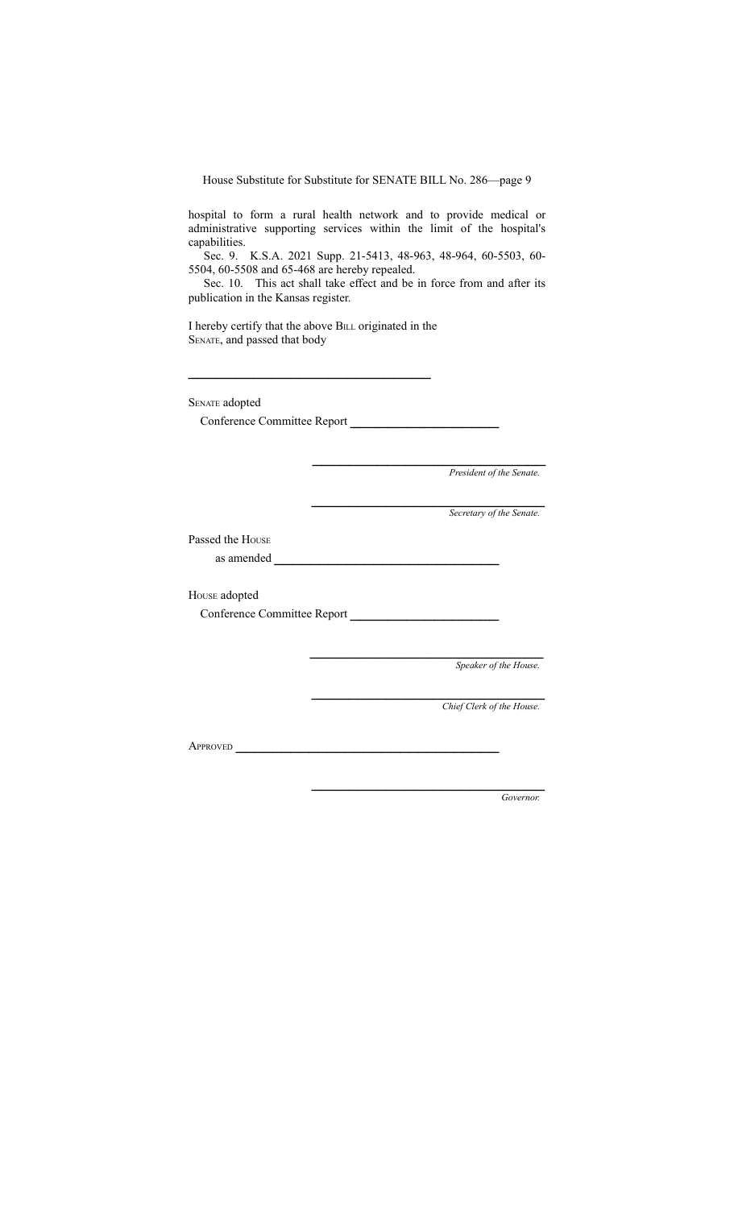hospital to form a rural health network and to provide medical or administrative supporting services within the limit of the hospital's capabilities.

Sec. 9. K.S.A. 2021 Supp. 21-5413, 48-963, 48-964, 60-5503, 60-5504, 60-5508 and 65-468 are hereby repealed.

Sec. 10. This act shall take effect and be in force from and after its publication in the Kansas register.

I hereby certify that the above BILL originated in the SENATE, and passed that body

\_\_\_\_\_\_\_\_\_\_\_\_\_\_\_\_\_\_\_\_\_\_\_\_\_\_\_\_\_\_\_\_

SENATE adopted

Conference Committee Report \_\_\_\_\_\_\_\_\_\_\_\_\_\_\_\_\_\_\_\_

\_\_\_\_\_\_\_\_\_\_\_\_\_\_\_\_\_\_\_\_\_\_\_\_\_\_\_\_\_\_\_\_
*President of the Senate.*

\_\_\_\_\_\_\_\_\_\_\_\_\_\_\_\_\_\_\_\_\_\_\_\_\_\_\_\_\_\_\_\_
*Secretary of the Senate.*

Passed the HOUSE

as amended \_\_\_\_\_\_\_\_\_\_\_\_\_\_\_\_\_\_\_\_\_\_\_\_\_\_\_\_\_\_

HOUSE adopted

Conference Committee Report \_\_\_\_\_\_\_\_\_\_\_\_\_\_\_\_\_\_\_\_

\_\_\_\_\_\_\_\_\_\_\_\_\_\_\_\_\_\_\_\_\_\_\_\_\_\_\_\_\_\_\_\_
*Speaker of the House.*

\_\_\_\_\_\_\_\_\_\_\_\_\_\_\_\_\_\_\_\_\_\_\_\_\_\_\_\_\_\_\_\_
*Chief Clerk of the House.*

APPROVED \_\_\_\_\_\_\_\_\_\_\_\_\_\_\_\_\_\_\_\_\_\_\_\_\_\_\_\_\_\_\_\_

\_\_\_\_\_\_\_\_\_\_\_\_\_\_\_\_\_\_\_\_\_\_\_\_\_\_\_\_\_\_\_\_
*Governor.*